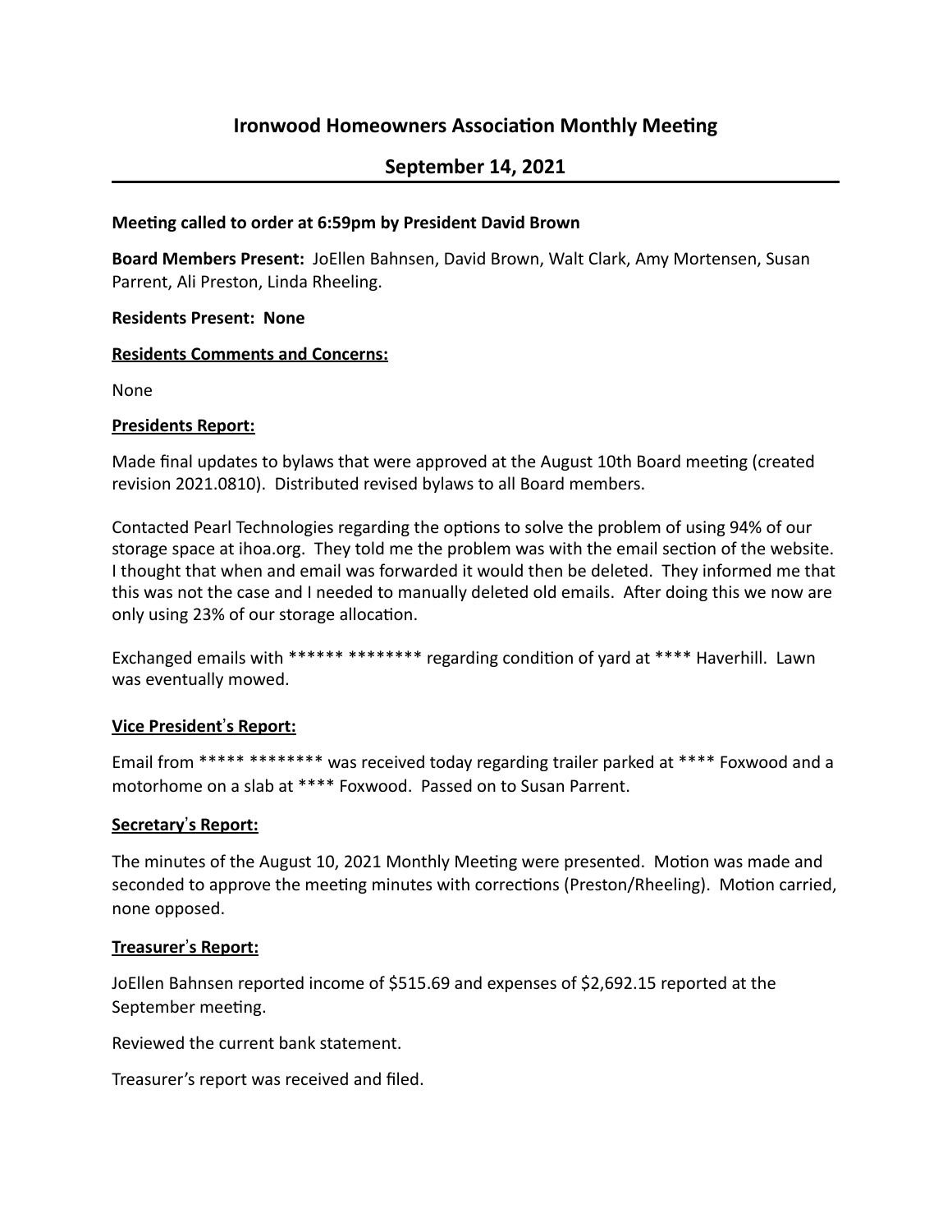# Ironwood Homeowners Association Monthly Meeting

## September 14, 2021

---

**Meeting called to order at 6:59pm by President David Brown**

**Board Members Present:** JoEllen Bahnsen, David Brown, Walt Clark, Amy Mortensen, Susan Parrent, Ali Preston, Linda Rheeling.

**Residents Present: None**

**Residents Comments and Concerns:**

None

**Presidents Report:**

Made final updates to bylaws that were approved at the August 10th Board meeting (created revision 2021.0810). Distributed revised bylaws to all Board members.

Contacted Pearl Technologies regarding the options to solve the problem of using 94% of our storage space at ihoa.org. They told me the problem was with the email section of the website. I thought that when and email was forwarded it would then be deleted. They informed me that this was not the case and I needed to manually deleted old emails. After doing this we now are only using 23% of our storage allocation.

Exchanged emails with ****** ******** regarding condition of yard at **** Haverhill. Lawn was eventually mowed.

**Vice President's Report:**

Email from ***** ******** was received today regarding trailer parked at **** Foxwood and a motorhome on a slab at **** Foxwood. Passed on to Susan Parrent.

**Secretary's Report:**

The minutes of the August 10, 2021 Monthly Meeting were presented. Motion was made and seconded to approve the meeting minutes with corrections (Preston/Rheeling). Motion carried, none opposed.

**Treasurer's Report:**

JoEllen Bahnsen reported income of $515.69 and expenses of $2,692.15 reported at the September meeting.

Reviewed the current bank statement.

Treasurer's report was received and filed.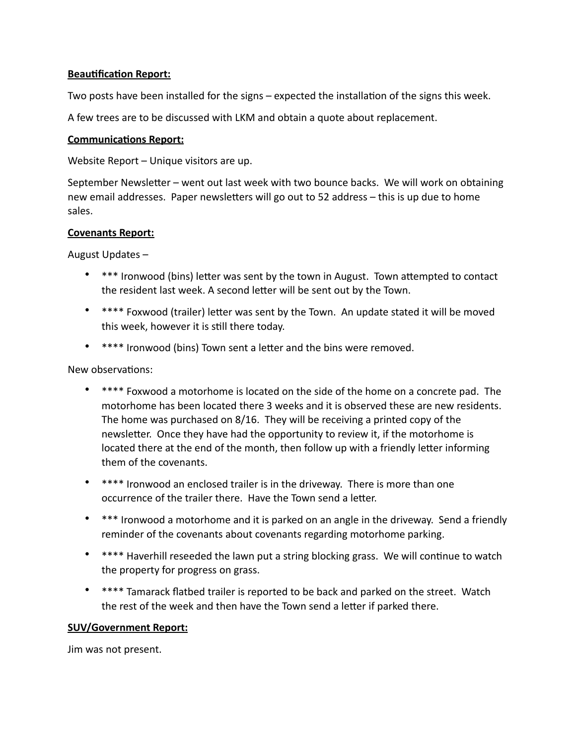**Beautification Report:**

Two posts have been installed for the signs – expected the installation of the signs this week.

A few trees are to be discussed with LKM and obtain a quote about replacement.

**Communications Report:**

Website Report – Unique visitors are up.

September Newsletter – went out last week with two bounce backs. We will work on obtaining new email addresses. Paper newsletters will go out to 52 address – this is up due to home sales.

**Covenants Report:**

August Updates –

- *** Ironwood (bins) letter was sent by the town in August. Town attempted to contact the resident last week. A second letter will be sent out by the Town.
- **** Foxwood (trailer) letter was sent by the Town. An update stated it will be moved this week, however it is still there today.
- **** Ironwood (bins) Town sent a letter and the bins were removed.

New observations:

- **** Foxwood a motorhome is located on the side of the home on a concrete pad. The motorhome has been located there 3 weeks and it is observed these are new residents. The home was purchased on 8/16. They will be receiving a printed copy of the newsletter. Once they have had the opportunity to review it, if the motorhome is located there at the end of the month, then follow up with a friendly letter informing them of the covenants.
- **** Ironwood an enclosed trailer is in the driveway. There is more than one occurrence of the trailer there. Have the Town send a letter.
- *** Ironwood a motorhome and it is parked on an angle in the driveway. Send a friendly reminder of the covenants about covenants regarding motorhome parking.
- **** Haverhill reseeded the lawn put a string blocking grass. We will continue to watch the property for progress on grass.
- **** Tamarack flatbed trailer is reported to be back and parked on the street. Watch the rest of the week and then have the Town send a letter if parked there.

**SUV/Government Report:**

Jim was not present.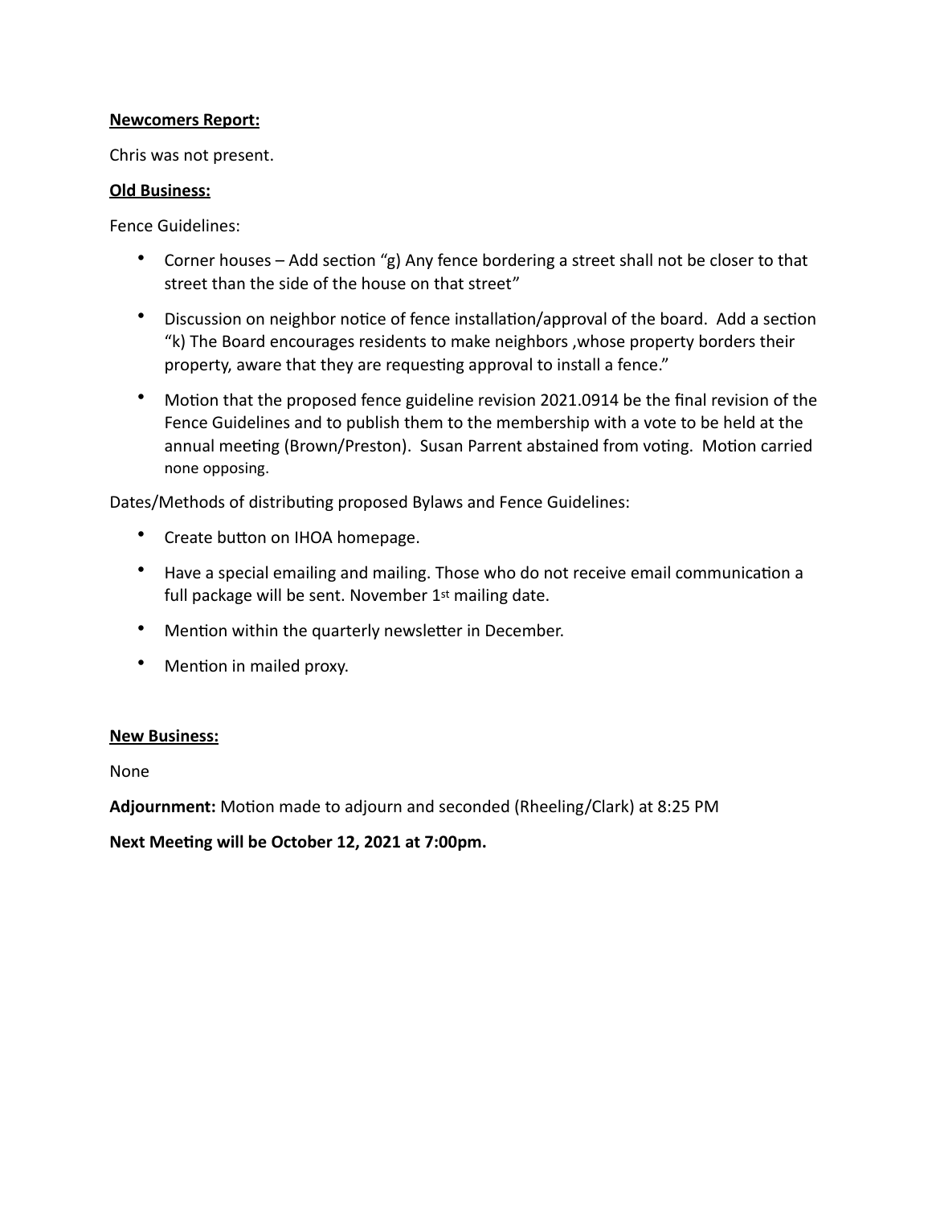**Newcomers Report:**

Chris was not present.

**Old Business:**

Fence Guidelines:

- Corner houses – Add section "g) Any fence bordering a street shall not be closer to that street than the side of the house on that street"
- Discussion on neighbor notice of fence installation/approval of the board. Add a section "k) The Board encourages residents to make neighbors ,whose property borders their property, aware that they are requesting approval to install a fence."
- Motion that the proposed fence guideline revision 2021.0914 be the final revision of the Fence Guidelines and to publish them to the membership with a vote to be held at the annual meeting (Brown/Preston). Susan Parrent abstained from voting. Motion carried none opposing.

Dates/Methods of distributing proposed Bylaws and Fence Guidelines:

- Create button on IHOA homepage.
- Have a special emailing and mailing. Those who do not receive email communication a full package will be sent. November 1st mailing date.
- Mention within the quarterly newsletter in December.
- Mention in mailed proxy.

**New Business:**

None

**Adjournment:** Motion made to adjourn and seconded (Rheeling/Clark) at 8:25 PM

**Next Meeting will be October 12, 2021 at 7:00pm.**